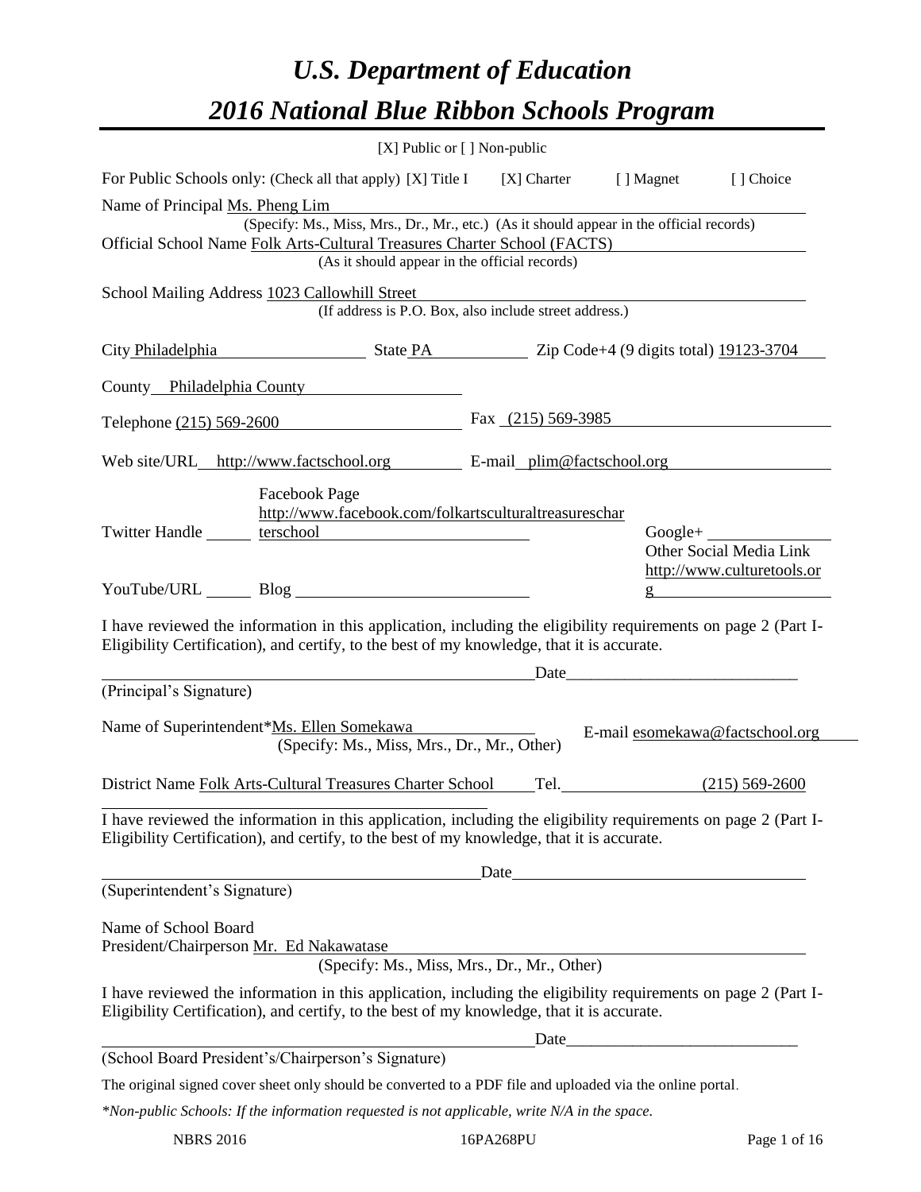# *U.S. Department of Education*

# *2016 National Blue Ribbon Schools Program*

[X] Public or [ ] Non-public

For Public Schools only: (Check all that apply) [X] Title I [X] Charter [ ] Magnet [ ] Choice

Name of Principal Ms. Pheng Lim
(Specify: Ms., Miss, Mrs., Dr., Mr., etc.) (As it should appear in the official records)

Official School Name Folk Arts-Cultural Treasures Charter School (FACTS)
(As it should appear in the official records)

School Mailing Address 1023 Callowhill Street
(If address is P.O. Box, also include street address.)

City Philadelphia State PA Zip Code+4 (9 digits total) 19123-3704

County Philadelphia County

Telephone (215) 569-2600 Fax (215) 569-3985

Web site/URL http://www.factschool.org E-mail plim@factschool.org

Twitter Handle ______ Facebook Page http://www.facebook.com/folkartsculturaltreasurescharterschool Google+ ______

YouTube/URL ______ Blog ______ Other Social Media Link http://www.culturetools.org

I have reviewed the information in this application, including the eligibility requirements on page 2 (Part I-Eligibility Certification), and certify, to the best of my knowledge, that it is accurate.

_______________________________ Date_______________________
(Principal's Signature)

Name of Superintendent*Ms. Ellen Somekawa E-mail esomekawa@factschool.org
(Specify: Ms., Miss, Mrs., Dr., Mr., Other)

District Name Folk Arts-Cultural Treasures Charter School Tel. (215) 569-2600

I have reviewed the information in this application, including the eligibility requirements on page 2 (Part I-Eligibility Certification), and certify, to the best of my knowledge, that it is accurate.

_______________________________ Date_______________________
(Superintendent's Signature)

Name of School Board
President/Chairperson Mr. Ed Nakawatase
(Specify: Ms., Miss, Mrs., Dr., Mr., Other)

I have reviewed the information in this application, including the eligibility requirements on page 2 (Part I-Eligibility Certification), and certify, to the best of my knowledge, that it is accurate.

_______________________________ Date_______________________
(School Board President's/Chairperson's Signature)

The original signed cover sheet only should be converted to a PDF file and uploaded via the online portal.

*\*Non-public Schools: If the information requested is not applicable, write N/A in the space.*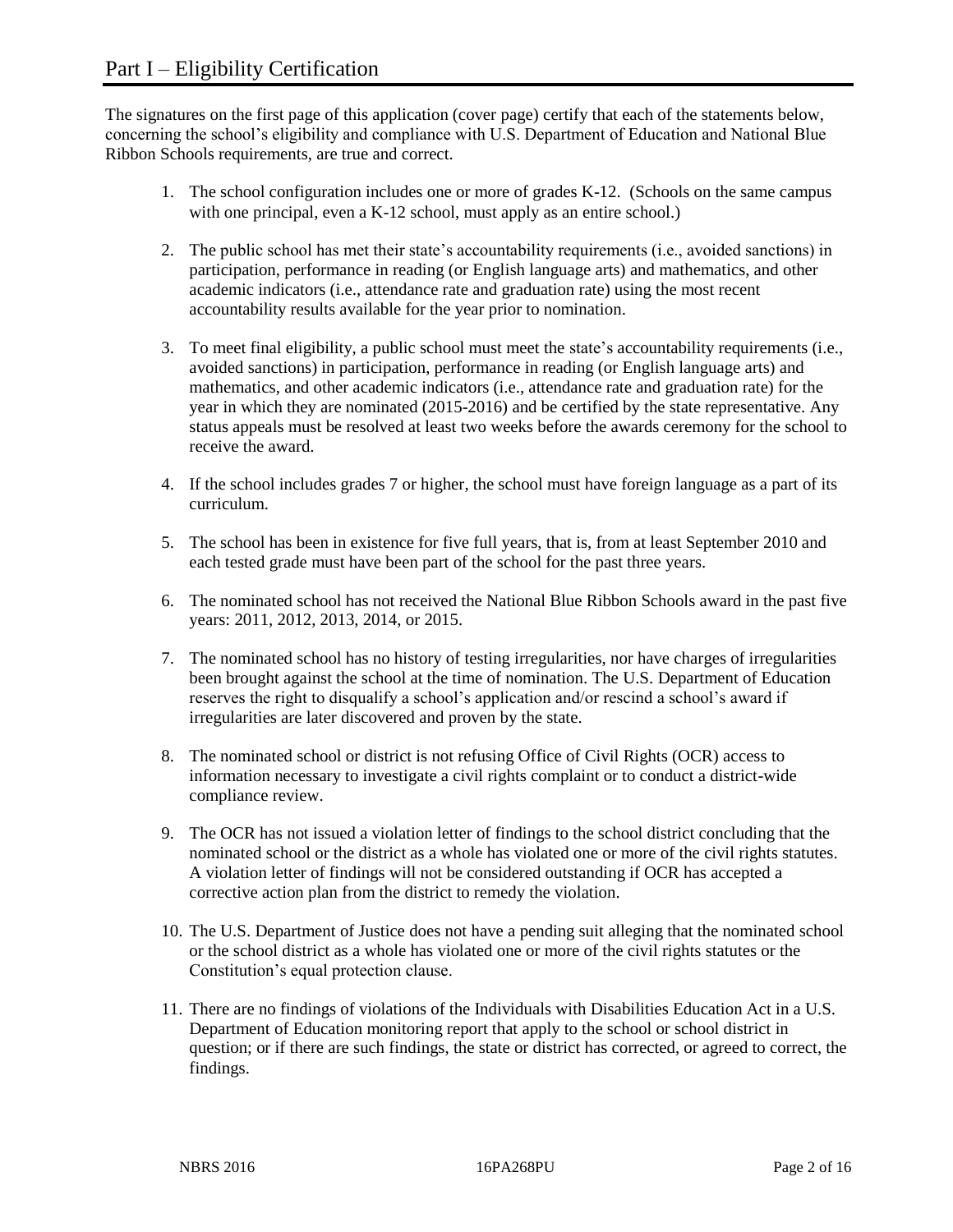# Part I – Eligibility Certification

The signatures on the first page of this application (cover page) certify that each of the statements below, concerning the school's eligibility and compliance with U.S. Department of Education and National Blue Ribbon Schools requirements, are true and correct.

1. The school configuration includes one or more of grades K-12. (Schools on the same campus with one principal, even a K-12 school, must apply as an entire school.)

2. The public school has met their state's accountability requirements (i.e., avoided sanctions) in participation, performance in reading (or English language arts) and mathematics, and other academic indicators (i.e., attendance rate and graduation rate) using the most recent accountability results available for the year prior to nomination.

3. To meet final eligibility, a public school must meet the state's accountability requirements (i.e., avoided sanctions) in participation, performance in reading (or English language arts) and mathematics, and other academic indicators (i.e., attendance rate and graduation rate) for the year in which they are nominated (2015-2016) and be certified by the state representative. Any status appeals must be resolved at least two weeks before the awards ceremony for the school to receive the award.

4. If the school includes grades 7 or higher, the school must have foreign language as a part of its curriculum.

5. The school has been in existence for five full years, that is, from at least September 2010 and each tested grade must have been part of the school for the past three years.

6. The nominated school has not received the National Blue Ribbon Schools award in the past five years: 2011, 2012, 2013, 2014, or 2015.

7. The nominated school has no history of testing irregularities, nor have charges of irregularities been brought against the school at the time of nomination. The U.S. Department of Education reserves the right to disqualify a school's application and/or rescind a school's award if irregularities are later discovered and proven by the state.

8. The nominated school or district is not refusing Office of Civil Rights (OCR) access to information necessary to investigate a civil rights complaint or to conduct a district-wide compliance review.

9. The OCR has not issued a violation letter of findings to the school district concluding that the nominated school or the district as a whole has violated one or more of the civil rights statutes. A violation letter of findings will not be considered outstanding if OCR has accepted a corrective action plan from the district to remedy the violation.

10. The U.S. Department of Justice does not have a pending suit alleging that the nominated school or the school district as a whole has violated one or more of the civil rights statutes or the Constitution's equal protection clause.

11. There are no findings of violations of the Individuals with Disabilities Education Act in a U.S. Department of Education monitoring report that apply to the school or school district in question; or if there are such findings, the state or district has corrected, or agreed to correct, the findings.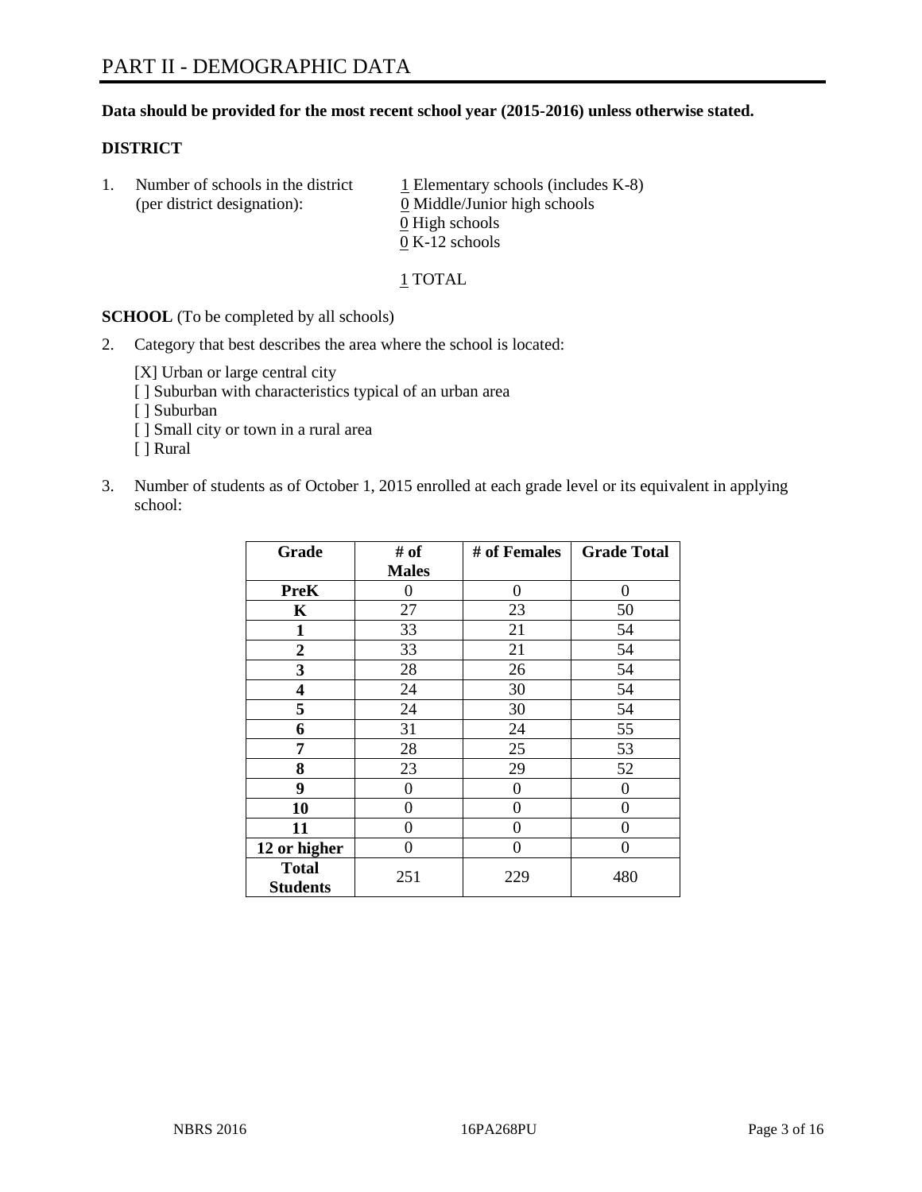# PART II - DEMOGRAPHIC DATA

**Data should be provided for the most recent school year (2015-2016) unless otherwise stated.**

**DISTRICT**

1. Number of schools in the district (per district designation):
   1 Elementary schools (includes K-8)
   0 Middle/Junior high schools
   0 High schools
   0 K-12 schools

   1 TOTAL

**SCHOOL** (To be completed by all schools)

2. Category that best describes the area where the school is located:

   [X] Urban or large central city
   [ ] Suburban with characteristics typical of an urban area
   [ ] Suburban
   [ ] Small city or town in a rural area
   [ ] Rural

3. Number of students as of October 1, 2015 enrolled at each grade level or its equivalent in applying school:

| Grade | # of Males | # of Females | Grade Total |
|---|---|---|---|
| **PreK** | 0 | 0 | 0 |
| **K** | 27 | 23 | 50 |
| **1** | 33 | 21 | 54 |
| **2** | 33 | 21 | 54 |
| **3** | 28 | 26 | 54 |
| **4** | 24 | 30 | 54 |
| **5** | 24 | 30 | 54 |
| **6** | 31 | 24 | 55 |
| **7** | 28 | 25 | 53 |
| **8** | 23 | 29 | 52 |
| **9** | 0 | 0 | 0 |
| **10** | 0 | 0 | 0 |
| **11** | 0 | 0 | 0 |
| **12 or higher** | 0 | 0 | 0 |
| **Total Students** | 251 | 229 | 480 |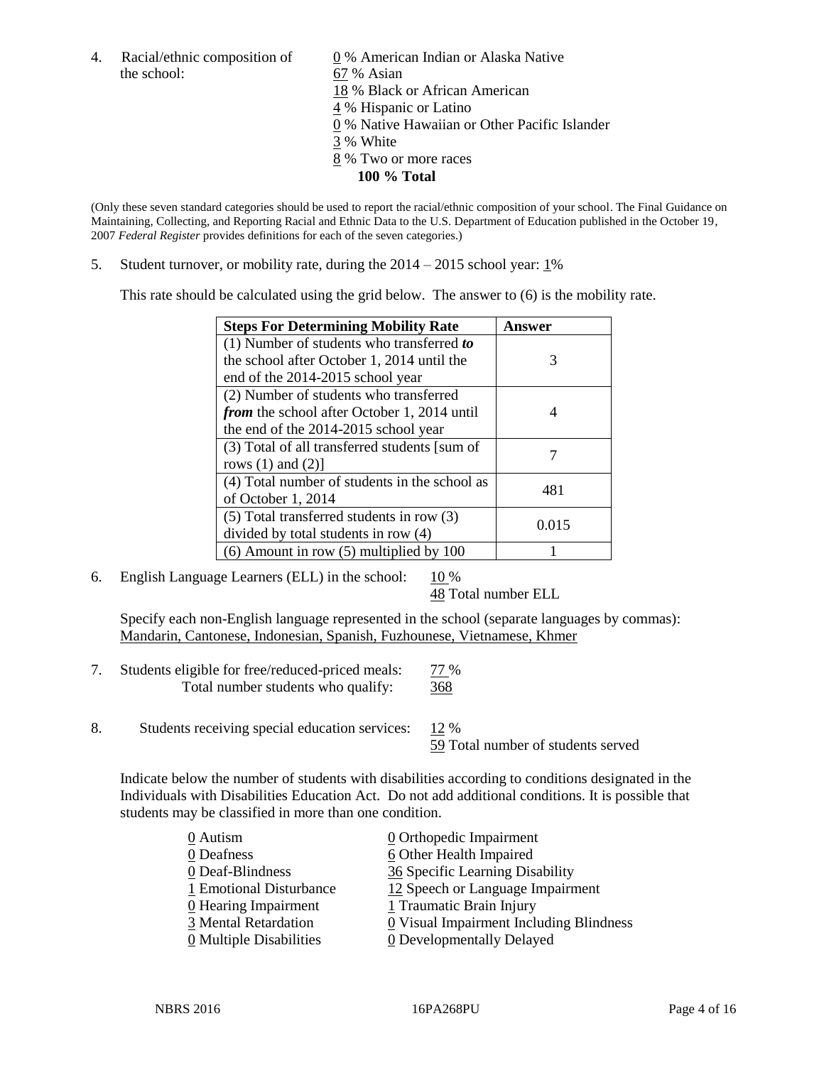4. Racial/ethnic composition of the school:

0 % American Indian or Alaska Native
67 % Asian
18 % Black or African American
4 % Hispanic or Latino
0 % Native Hawaiian or Other Pacific Islander
3 % White
8 % Two or more races
**100 % Total**

(Only these seven standard categories should be used to report the racial/ethnic composition of your school. The Final Guidance on Maintaining, Collecting, and Reporting Racial and Ethnic Data to the U.S. Department of Education published in the October 19, 2007 *Federal Register* provides definitions for each of the seven categories.)

5. Student turnover, or mobility rate, during the 2014 – 2015 school year: 1%

This rate should be calculated using the grid below. The answer to (6) is the mobility rate.

| Steps For Determining Mobility Rate | Answer |
|---|---|
| (1) Number of students who transferred ***to*** the school after October 1, 2014 until the end of the 2014-2015 school year | 3 |
| (2) Number of students who transferred ***from*** the school after October 1, 2014 until the end of the 2014-2015 school year | 4 |
| (3) Total of all transferred students [sum of rows (1) and (2)] | 7 |
| (4) Total number of students in the school as of October 1, 2014 | 481 |
| (5) Total transferred students in row (3) divided by total students in row (4) | 0.015 |
| (6) Amount in row (5) multiplied by 100 | 1 |

6. English Language Learners (ELL) in the school: 10 %
48 Total number ELL

Specify each non-English language represented in the school (separate languages by commas):
Mandarin, Cantonese, Indonesian, Spanish, Fuzhounese, Vietnamese, Khmer

7. Students eligible for free/reduced-priced meals: 77 %
Total number students who qualify: 368

8. Students receiving special education services: 12 %
59 Total number of students served

Indicate below the number of students with disabilities according to conditions designated in the Individuals with Disabilities Education Act. Do not add additional conditions. It is possible that students may be classified in more than one condition.

0 Autism
0 Deafness
0 Deaf-Blindness
1 Emotional Disturbance
0 Hearing Impairment
3 Mental Retardation
0 Multiple Disabilities
0 Orthopedic Impairment
6 Other Health Impaired
36 Specific Learning Disability
12 Speech or Language Impairment
1 Traumatic Brain Injury
0 Visual Impairment Including Blindness
0 Developmentally Delayed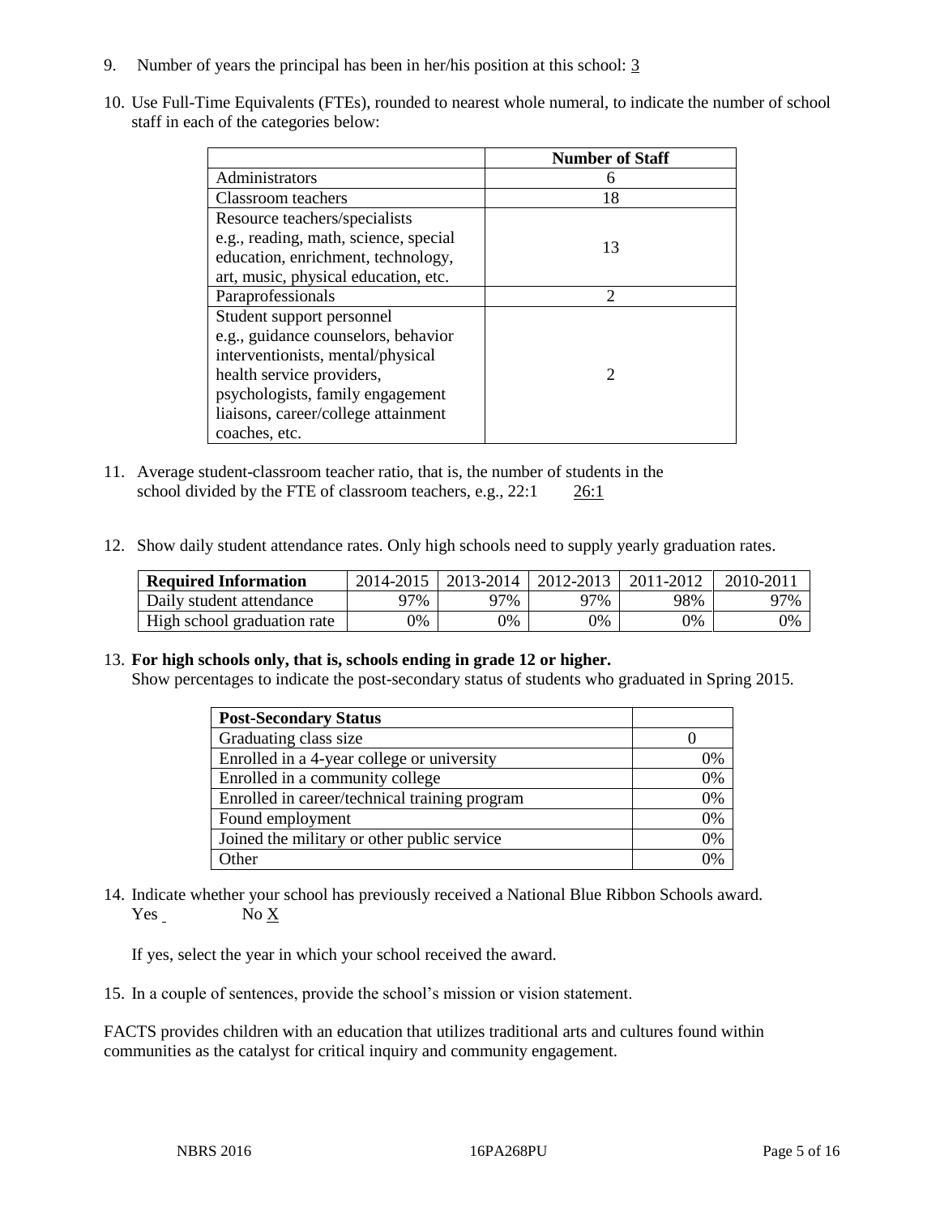9. Number of years the principal has been in her/his position at this school: 3

10. Use Full-Time Equivalents (FTEs), rounded to nearest whole numeral, to indicate the number of school staff in each of the categories below:

| | Number of Staff |
|---|---|
| Administrators | 6 |
| Classroom teachers | 18 |
| Resource teachers/specialists e.g., reading, math, science, special education, enrichment, technology, art, music, physical education, etc. | 13 |
| Paraprofessionals | 2 |
| Student support personnel e.g., guidance counselors, behavior interventionists, mental/physical health service providers, psychologists, family engagement liaisons, career/college attainment coaches, etc. | 2 |

11. Average student-classroom teacher ratio, that is, the number of students in the school divided by the FTE of classroom teachers, e.g., 22:1 26:1

12. Show daily student attendance rates. Only high schools need to supply yearly graduation rates.

| Required Information | 2014-2015 | 2013-2014 | 2012-2013 | 2011-2012 | 2010-2011 |
|---|---|---|---|---|---|
| Daily student attendance | 97% | 97% | 97% | 98% | 97% |
| High school graduation rate | 0% | 0% | 0% | 0% | 0% |

13. **For high schools only, that is, schools ending in grade 12 or higher.**
Show percentages to indicate the post-secondary status of students who graduated in Spring 2015.

| Post-Secondary Status | |
|---|---|
| Graduating class size | 0 |
| Enrolled in a 4-year college or university | 0% |
| Enrolled in a community college | 0% |
| Enrolled in career/technical training program | 0% |
| Found employment | 0% |
| Joined the military or other public service | 0% |
| Other | 0% |

14. Indicate whether your school has previously received a National Blue Ribbon Schools award.
Yes No X

If yes, select the year in which your school received the award.

15. In a couple of sentences, provide the school's mission or vision statement.

FACTS provides children with an education that utilizes traditional arts and cultures found within communities as the catalyst for critical inquiry and community engagement.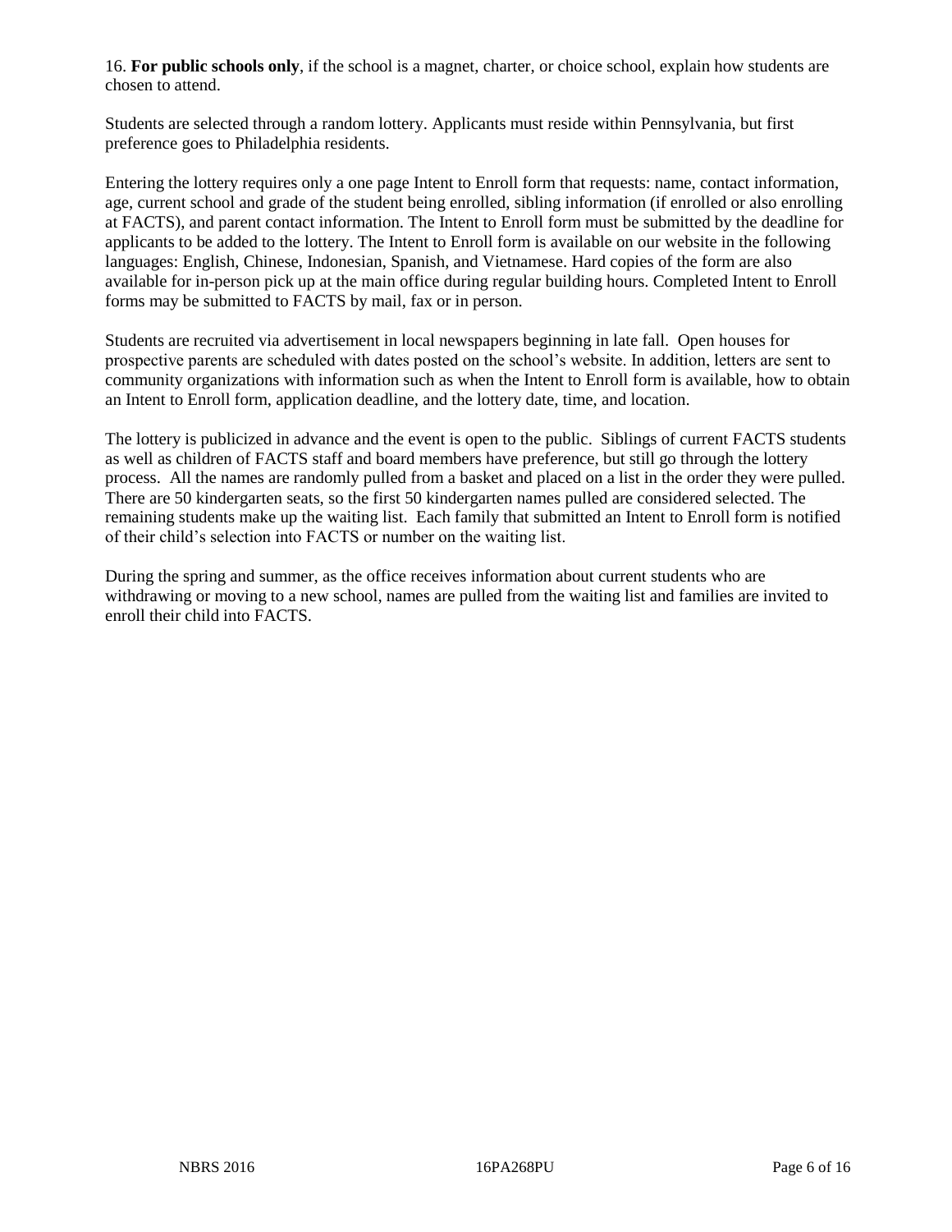16. **For public schools only**, if the school is a magnet, charter, or choice school, explain how students are chosen to attend.

Students are selected through a random lottery. Applicants must reside within Pennsylvania, but first preference goes to Philadelphia residents.

Entering the lottery requires only a one page Intent to Enroll form that requests: name, contact information, age, current school and grade of the student being enrolled, sibling information (if enrolled or also enrolling at FACTS), and parent contact information. The Intent to Enroll form must be submitted by the deadline for applicants to be added to the lottery. The Intent to Enroll form is available on our website in the following languages: English, Chinese, Indonesian, Spanish, and Vietnamese. Hard copies of the form are also available for in-person pick up at the main office during regular building hours. Completed Intent to Enroll forms may be submitted to FACTS by mail, fax or in person.

Students are recruited via advertisement in local newspapers beginning in late fall. Open houses for prospective parents are scheduled with dates posted on the school's website. In addition, letters are sent to community organizations with information such as when the Intent to Enroll form is available, how to obtain an Intent to Enroll form, application deadline, and the lottery date, time, and location.

The lottery is publicized in advance and the event is open to the public. Siblings of current FACTS students as well as children of FACTS staff and board members have preference, but still go through the lottery process. All the names are randomly pulled from a basket and placed on a list in the order they were pulled. There are 50 kindergarten seats, so the first 50 kindergarten names pulled are considered selected. The remaining students make up the waiting list. Each family that submitted an Intent to Enroll form is notified of their child's selection into FACTS or number on the waiting list.

During the spring and summer, as the office receives information about current students who are withdrawing or moving to a new school, names are pulled from the waiting list and families are invited to enroll their child into FACTS.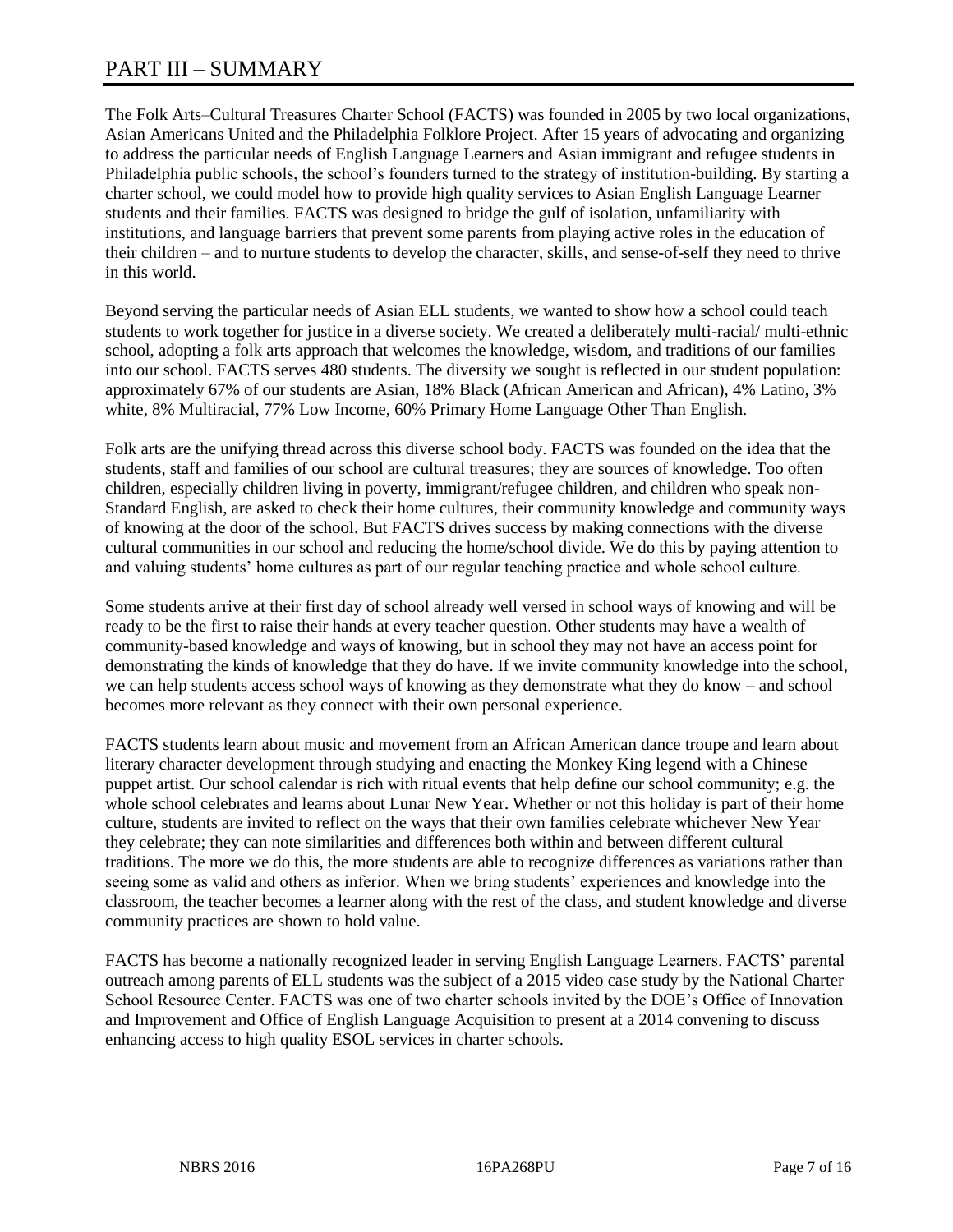# PART III – SUMMARY

The Folk Arts–Cultural Treasures Charter School (FACTS) was founded in 2005 by two local organizations, Asian Americans United and the Philadelphia Folklore Project. After 15 years of advocating and organizing to address the particular needs of English Language Learners and Asian immigrant and refugee students in Philadelphia public schools, the school's founders turned to the strategy of institution-building. By starting a charter school, we could model how to provide high quality services to Asian English Language Learner students and their families. FACTS was designed to bridge the gulf of isolation, unfamiliarity with institutions, and language barriers that prevent some parents from playing active roles in the education of their children – and to nurture students to develop the character, skills, and sense-of-self they need to thrive in this world.

Beyond serving the particular needs of Asian ELL students, we wanted to show how a school could teach students to work together for justice in a diverse society. We created a deliberately multi-racial/ multi-ethnic school, adopting a folk arts approach that welcomes the knowledge, wisdom, and traditions of our families into our school. FACTS serves 480 students. The diversity we sought is reflected in our student population: approximately 67% of our students are Asian, 18% Black (African American and African), 4% Latino, 3% white, 8% Multiracial, 77% Low Income, 60% Primary Home Language Other Than English.

Folk arts are the unifying thread across this diverse school body. FACTS was founded on the idea that the students, staff and families of our school are cultural treasures; they are sources of knowledge. Too often children, especially children living in poverty, immigrant/refugee children, and children who speak non-Standard English, are asked to check their home cultures, their community knowledge and community ways of knowing at the door of the school. But FACTS drives success by making connections with the diverse cultural communities in our school and reducing the home/school divide. We do this by paying attention to and valuing students' home cultures as part of our regular teaching practice and whole school culture.

Some students arrive at their first day of school already well versed in school ways of knowing and will be ready to be the first to raise their hands at every teacher question. Other students may have a wealth of community-based knowledge and ways of knowing, but in school they may not have an access point for demonstrating the kinds of knowledge that they do have. If we invite community knowledge into the school, we can help students access school ways of knowing as they demonstrate what they do know – and school becomes more relevant as they connect with their own personal experience.

FACTS students learn about music and movement from an African American dance troupe and learn about literary character development through studying and enacting the Monkey King legend with a Chinese puppet artist. Our school calendar is rich with ritual events that help define our school community; e.g. the whole school celebrates and learns about Lunar New Year. Whether or not this holiday is part of their home culture, students are invited to reflect on the ways that their own families celebrate whichever New Year they celebrate; they can note similarities and differences both within and between different cultural traditions. The more we do this, the more students are able to recognize differences as variations rather than seeing some as valid and others as inferior. When we bring students' experiences and knowledge into the classroom, the teacher becomes a learner along with the rest of the class, and student knowledge and diverse community practices are shown to hold value.

FACTS has become a nationally recognized leader in serving English Language Learners. FACTS' parental outreach among parents of ELL students was the subject of a 2015 video case study by the National Charter School Resource Center. FACTS was one of two charter schools invited by the DOE's Office of Innovation and Improvement and Office of English Language Acquisition to present at a 2014 convening to discuss enhancing access to high quality ESOL services in charter schools.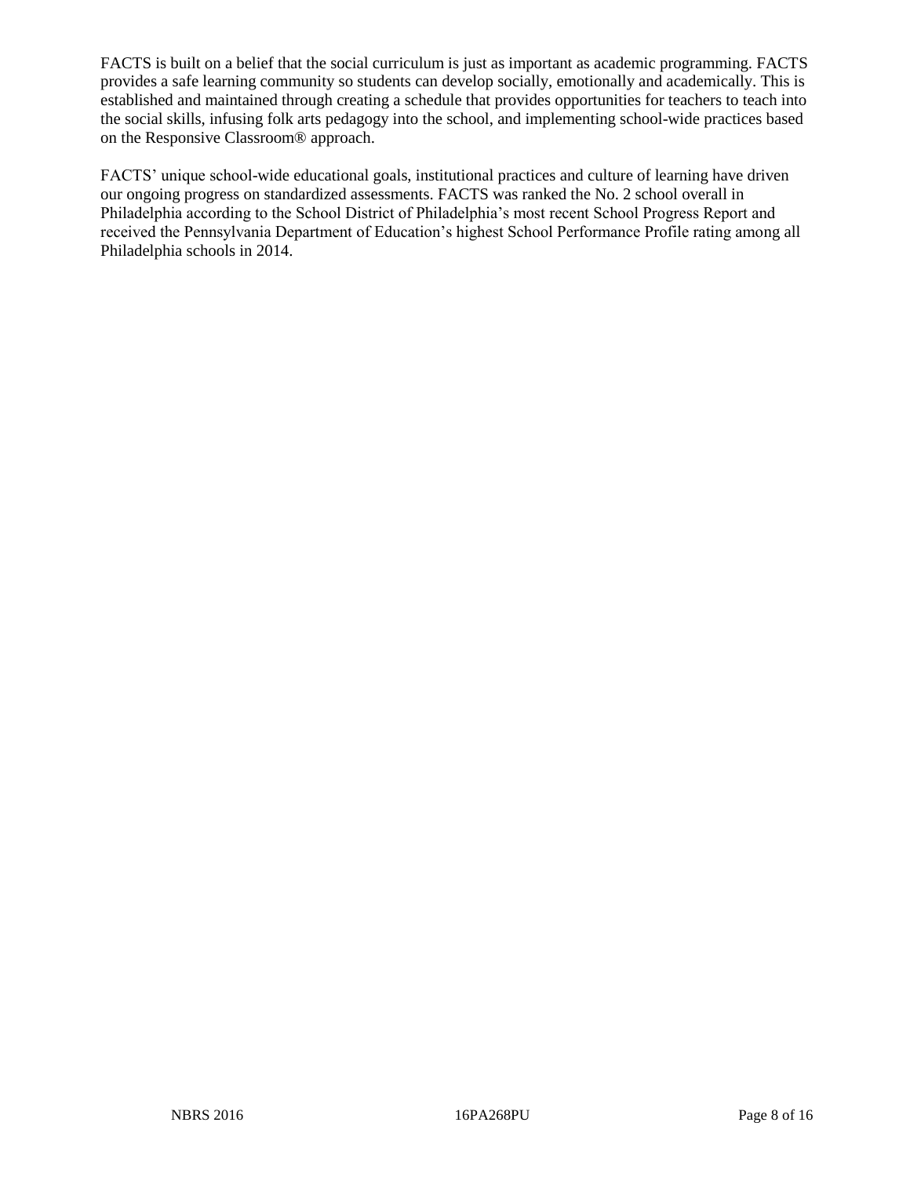FACTS is built on a belief that the social curriculum is just as important as academic programming. FACTS provides a safe learning community so students can develop socially, emotionally and academically. This is established and maintained through creating a schedule that provides opportunities for teachers to teach into the social skills, infusing folk arts pedagogy into the school, and implementing school-wide practices based on the Responsive Classroom® approach.

FACTS' unique school-wide educational goals, institutional practices and culture of learning have driven our ongoing progress on standardized assessments. FACTS was ranked the No. 2 school overall in Philadelphia according to the School District of Philadelphia's most recent School Progress Report and received the Pennsylvania Department of Education's highest School Performance Profile rating among all Philadelphia schools in 2014.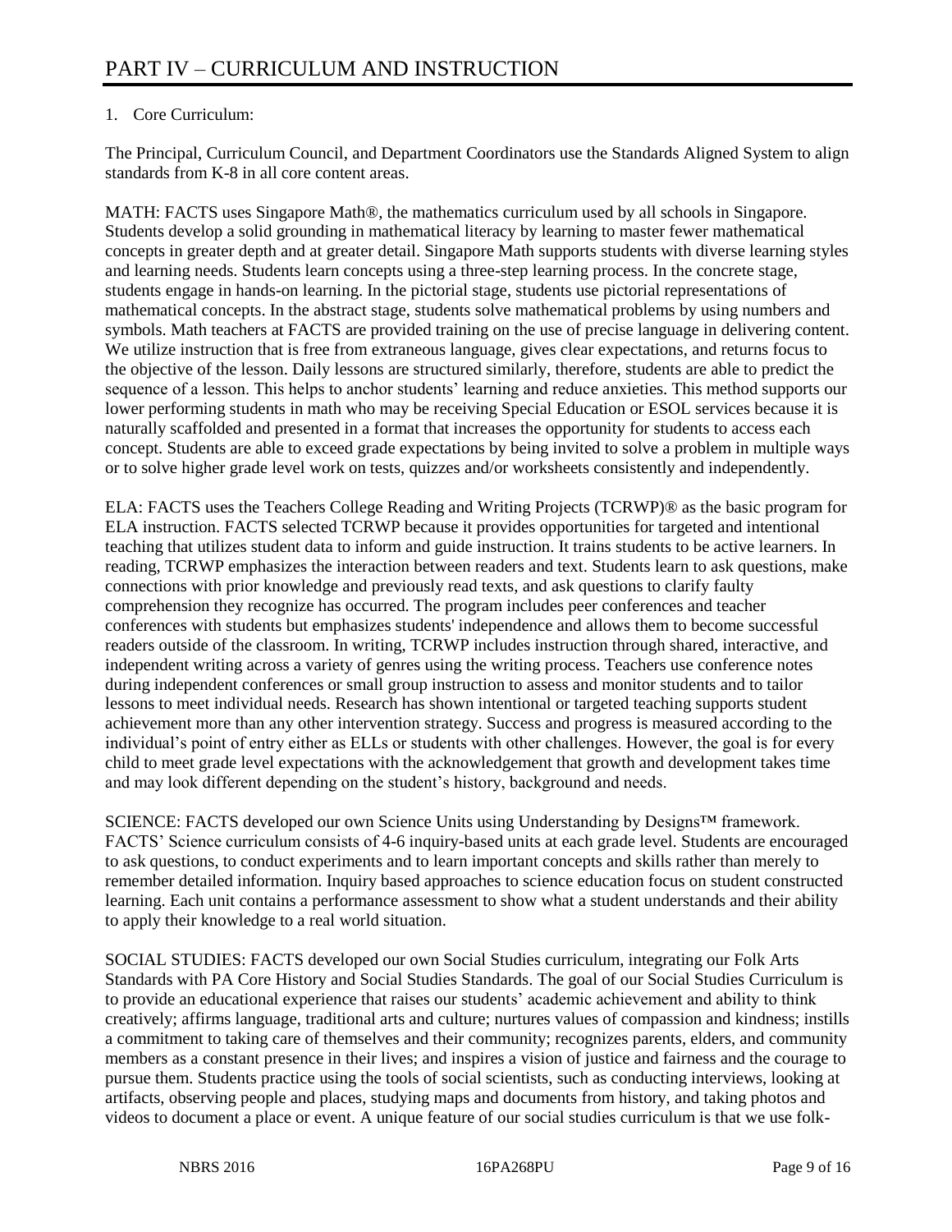# PART IV – CURRICULUM AND INSTRUCTION

1. Core Curriculum:

The Principal, Curriculum Council, and Department Coordinators use the Standards Aligned System to align standards from K-8 in all core content areas.

MATH: FACTS uses Singapore Math®, the mathematics curriculum used by all schools in Singapore. Students develop a solid grounding in mathematical literacy by learning to master fewer mathematical concepts in greater depth and at greater detail. Singapore Math supports students with diverse learning styles and learning needs. Students learn concepts using a three-step learning process. In the concrete stage, students engage in hands-on learning. In the pictorial stage, students use pictorial representations of mathematical concepts. In the abstract stage, students solve mathematical problems by using numbers and symbols. Math teachers at FACTS are provided training on the use of precise language in delivering content. We utilize instruction that is free from extraneous language, gives clear expectations, and returns focus to the objective of the lesson. Daily lessons are structured similarly, therefore, students are able to predict the sequence of a lesson. This helps to anchor students' learning and reduce anxieties. This method supports our lower performing students in math who may be receiving Special Education or ESOL services because it is naturally scaffolded and presented in a format that increases the opportunity for students to access each concept. Students are able to exceed grade expectations by being invited to solve a problem in multiple ways or to solve higher grade level work on tests, quizzes and/or worksheets consistently and independently.

ELA: FACTS uses the Teachers College Reading and Writing Projects (TCRWP)® as the basic program for ELA instruction. FACTS selected TCRWP because it provides opportunities for targeted and intentional teaching that utilizes student data to inform and guide instruction. It trains students to be active learners. In reading, TCRWP emphasizes the interaction between readers and text. Students learn to ask questions, make connections with prior knowledge and previously read texts, and ask questions to clarify faulty comprehension they recognize has occurred. The program includes peer conferences and teacher conferences with students but emphasizes students' independence and allows them to become successful readers outside of the classroom. In writing, TCRWP includes instruction through shared, interactive, and independent writing across a variety of genres using the writing process. Teachers use conference notes during independent conferences or small group instruction to assess and monitor students and to tailor lessons to meet individual needs. Research has shown intentional or targeted teaching supports student achievement more than any other intervention strategy. Success and progress is measured according to the individual's point of entry either as ELLs or students with other challenges. However, the goal is for every child to meet grade level expectations with the acknowledgement that growth and development takes time and may look different depending on the student's history, background and needs.

SCIENCE: FACTS developed our own Science Units using Understanding by Designs™ framework. FACTS' Science curriculum consists of 4-6 inquiry-based units at each grade level. Students are encouraged to ask questions, to conduct experiments and to learn important concepts and skills rather than merely to remember detailed information. Inquiry based approaches to science education focus on student constructed learning. Each unit contains a performance assessment to show what a student understands and their ability to apply their knowledge to a real world situation.

SOCIAL STUDIES: FACTS developed our own Social Studies curriculum, integrating our Folk Arts Standards with PA Core History and Social Studies Standards. The goal of our Social Studies Curriculum is to provide an educational experience that raises our students' academic achievement and ability to think creatively; affirms language, traditional arts and culture; nurtures values of compassion and kindness; instills a commitment to taking care of themselves and their community; recognizes parents, elders, and community members as a constant presence in their lives; and inspires a vision of justice and fairness and the courage to pursue them. Students practice using the tools of social scientists, such as conducting interviews, looking at artifacts, observing people and places, studying maps and documents from history, and taking photos and videos to document a place or event. A unique feature of our social studies curriculum is that we use folk-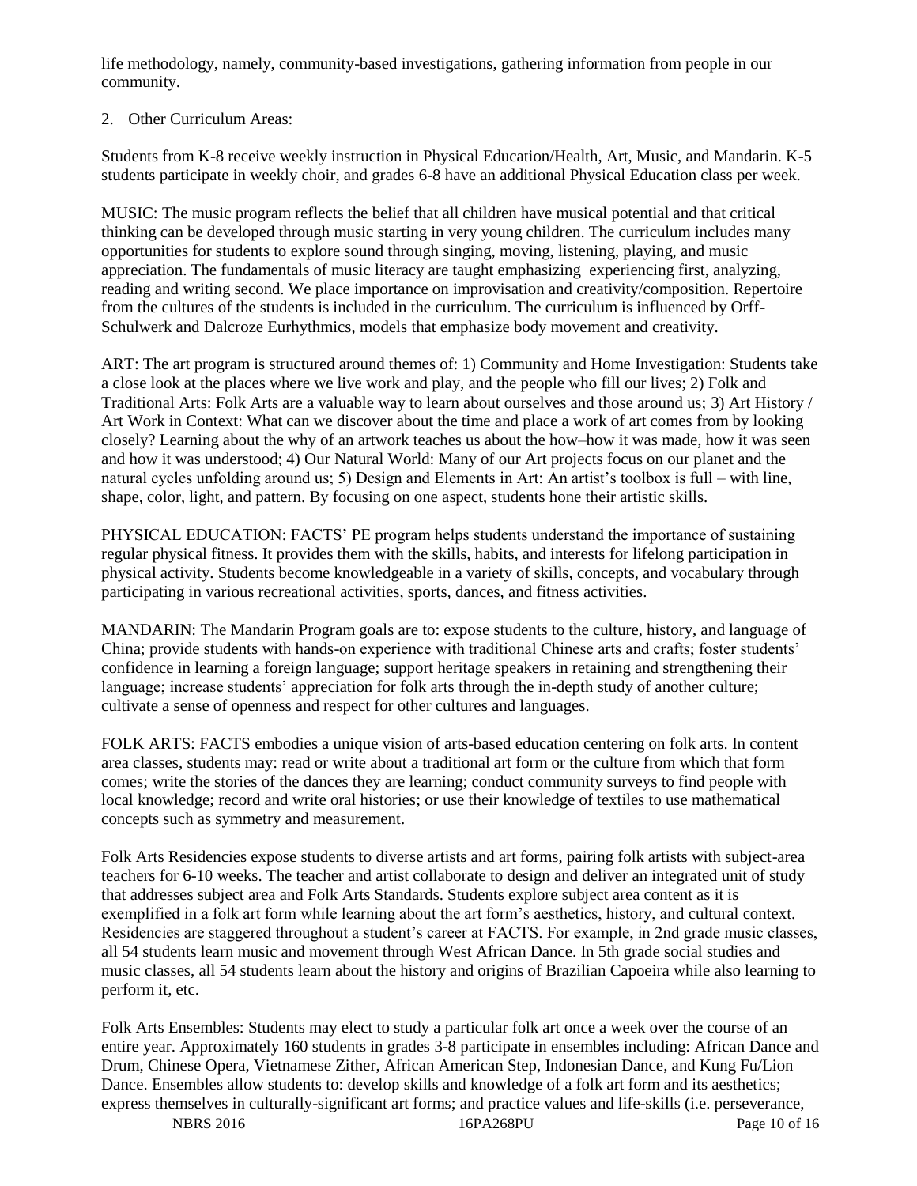life methodology, namely, community-based investigations, gathering information from people in our community.

2. Other Curriculum Areas:

Students from K-8 receive weekly instruction in Physical Education/Health, Art, Music, and Mandarin. K-5 students participate in weekly choir, and grades 6-8 have an additional Physical Education class per week.

MUSIC: The music program reflects the belief that all children have musical potential and that critical thinking can be developed through music starting in very young children. The curriculum includes many opportunities for students to explore sound through singing, moving, listening, playing, and music appreciation. The fundamentals of music literacy are taught emphasizing experiencing first, analyzing, reading and writing second. We place importance on improvisation and creativity/composition. Repertoire from the cultures of the students is included in the curriculum. The curriculum is influenced by Orff-Schulwerk and Dalcroze Eurhythmics, models that emphasize body movement and creativity.

ART: The art program is structured around themes of: 1) Community and Home Investigation: Students take a close look at the places where we live work and play, and the people who fill our lives; 2) Folk and Traditional Arts: Folk Arts are a valuable way to learn about ourselves and those around us; 3) Art History / Art Work in Context: What can we discover about the time and place a work of art comes from by looking closely? Learning about the why of an artwork teaches us about the how–how it was made, how it was seen and how it was understood; 4) Our Natural World: Many of our Art projects focus on our planet and the natural cycles unfolding around us; 5) Design and Elements in Art: An artist's toolbox is full – with line, shape, color, light, and pattern. By focusing on one aspect, students hone their artistic skills.

PHYSICAL EDUCATION: FACTS' PE program helps students understand the importance of sustaining regular physical fitness. It provides them with the skills, habits, and interests for lifelong participation in physical activity. Students become knowledgeable in a variety of skills, concepts, and vocabulary through participating in various recreational activities, sports, dances, and fitness activities.

MANDARIN: The Mandarin Program goals are to: expose students to the culture, history, and language of China; provide students with hands-on experience with traditional Chinese arts and crafts; foster students' confidence in learning a foreign language; support heritage speakers in retaining and strengthening their language; increase students' appreciation for folk arts through the in-depth study of another culture; cultivate a sense of openness and respect for other cultures and languages.

FOLK ARTS: FACTS embodies a unique vision of arts-based education centering on folk arts. In content area classes, students may: read or write about a traditional art form or the culture from which that form comes; write the stories of the dances they are learning; conduct community surveys to find people with local knowledge; record and write oral histories; or use their knowledge of textiles to use mathematical concepts such as symmetry and measurement.

Folk Arts Residencies expose students to diverse artists and art forms, pairing folk artists with subject-area teachers for 6-10 weeks. The teacher and artist collaborate to design and deliver an integrated unit of study that addresses subject area and Folk Arts Standards. Students explore subject area content as it is exemplified in a folk art form while learning about the art form's aesthetics, history, and cultural context. Residencies are staggered throughout a student's career at FACTS. For example, in 2nd grade music classes, all 54 students learn music and movement through West African Dance. In 5th grade social studies and music classes, all 54 students learn about the history and origins of Brazilian Capoeira while also learning to perform it, etc.

Folk Arts Ensembles: Students may elect to study a particular folk art once a week over the course of an entire year. Approximately 160 students in grades 3-8 participate in ensembles including: African Dance and Drum, Chinese Opera, Vietnamese Zither, African American Step, Indonesian Dance, and Kung Fu/Lion Dance. Ensembles allow students to: develop skills and knowledge of a folk art form and its aesthetics; express themselves in culturally-significant art forms; and practice values and life-skills (i.e. perseverance,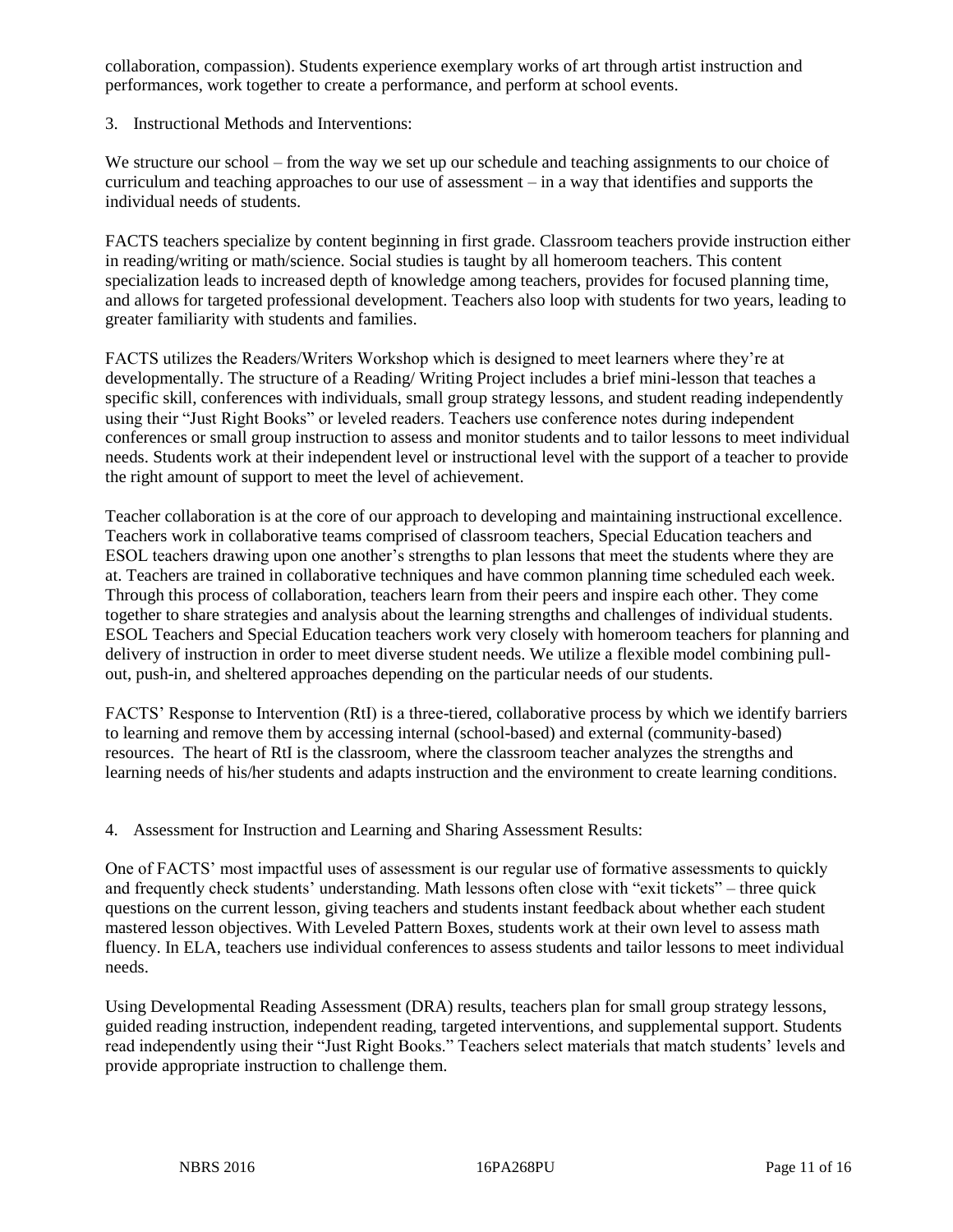collaboration, compassion). Students experience exemplary works of art through artist instruction and performances, work together to create a performance, and perform at school events.

3. Instructional Methods and Interventions:

We structure our school – from the way we set up our schedule and teaching assignments to our choice of curriculum and teaching approaches to our use of assessment – in a way that identifies and supports the individual needs of students.

FACTS teachers specialize by content beginning in first grade. Classroom teachers provide instruction either in reading/writing or math/science. Social studies is taught by all homeroom teachers. This content specialization leads to increased depth of knowledge among teachers, provides for focused planning time, and allows for targeted professional development. Teachers also loop with students for two years, leading to greater familiarity with students and families.

FACTS utilizes the Readers/Writers Workshop which is designed to meet learners where they're at developmentally. The structure of a Reading/ Writing Project includes a brief mini-lesson that teaches a specific skill, conferences with individuals, small group strategy lessons, and student reading independently using their "Just Right Books" or leveled readers. Teachers use conference notes during independent conferences or small group instruction to assess and monitor students and to tailor lessons to meet individual needs. Students work at their independent level or instructional level with the support of a teacher to provide the right amount of support to meet the level of achievement.

Teacher collaboration is at the core of our approach to developing and maintaining instructional excellence. Teachers work in collaborative teams comprised of classroom teachers, Special Education teachers and ESOL teachers drawing upon one another's strengths to plan lessons that meet the students where they are at. Teachers are trained in collaborative techniques and have common planning time scheduled each week. Through this process of collaboration, teachers learn from their peers and inspire each other. They come together to share strategies and analysis about the learning strengths and challenges of individual students. ESOL Teachers and Special Education teachers work very closely with homeroom teachers for planning and delivery of instruction in order to meet diverse student needs. We utilize a flexible model combining pull-out, push-in, and sheltered approaches depending on the particular needs of our students.

FACTS' Response to Intervention (RtI) is a three-tiered, collaborative process by which we identify barriers to learning and remove them by accessing internal (school-based) and external (community-based) resources. The heart of RtI is the classroom, where the classroom teacher analyzes the strengths and learning needs of his/her students and adapts instruction and the environment to create learning conditions.

4. Assessment for Instruction and Learning and Sharing Assessment Results:

One of FACTS' most impactful uses of assessment is our regular use of formative assessments to quickly and frequently check students' understanding. Math lessons often close with "exit tickets" – three quick questions on the current lesson, giving teachers and students instant feedback about whether each student mastered lesson objectives. With Leveled Pattern Boxes, students work at their own level to assess math fluency. In ELA, teachers use individual conferences to assess students and tailor lessons to meet individual needs.

Using Developmental Reading Assessment (DRA) results, teachers plan for small group strategy lessons, guided reading instruction, independent reading, targeted interventions, and supplemental support. Students read independently using their "Just Right Books." Teachers select materials that match students' levels and provide appropriate instruction to challenge them.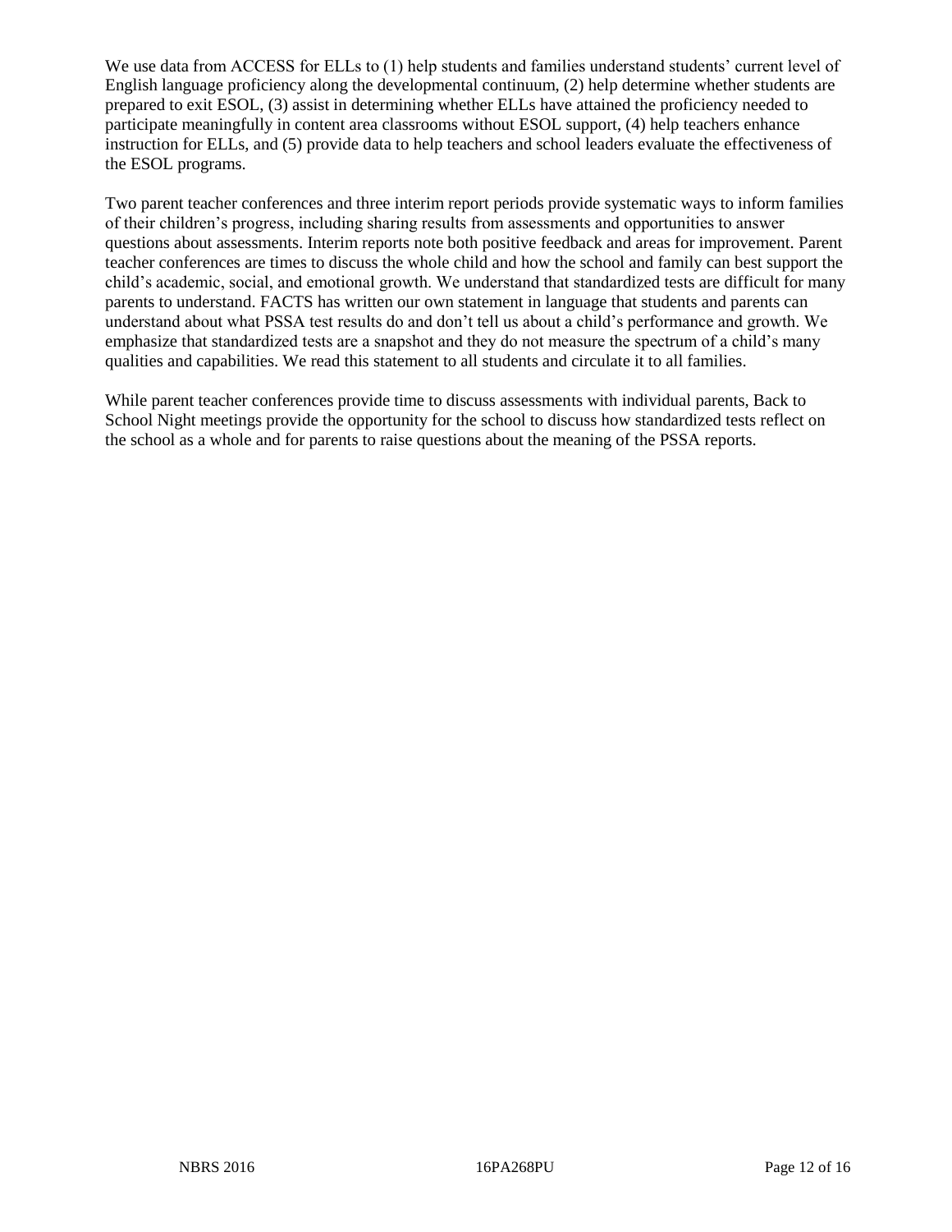We use data from ACCESS for ELLs to (1) help students and families understand students' current level of English language proficiency along the developmental continuum, (2) help determine whether students are prepared to exit ESOL, (3) assist in determining whether ELLs have attained the proficiency needed to participate meaningfully in content area classrooms without ESOL support, (4) help teachers enhance instruction for ELLs, and (5) provide data to help teachers and school leaders evaluate the effectiveness of the ESOL programs.

Two parent teacher conferences and three interim report periods provide systematic ways to inform families of their children's progress, including sharing results from assessments and opportunities to answer questions about assessments. Interim reports note both positive feedback and areas for improvement. Parent teacher conferences are times to discuss the whole child and how the school and family can best support the child's academic, social, and emotional growth. We understand that standardized tests are difficult for many parents to understand. FACTS has written our own statement in language that students and parents can understand about what PSSA test results do and don't tell us about a child's performance and growth. We emphasize that standardized tests are a snapshot and they do not measure the spectrum of a child's many qualities and capabilities. We read this statement to all students and circulate it to all families.

While parent teacher conferences provide time to discuss assessments with individual parents, Back to School Night meetings provide the opportunity for the school to discuss how standardized tests reflect on the school as a whole and for parents to raise questions about the meaning of the PSSA reports.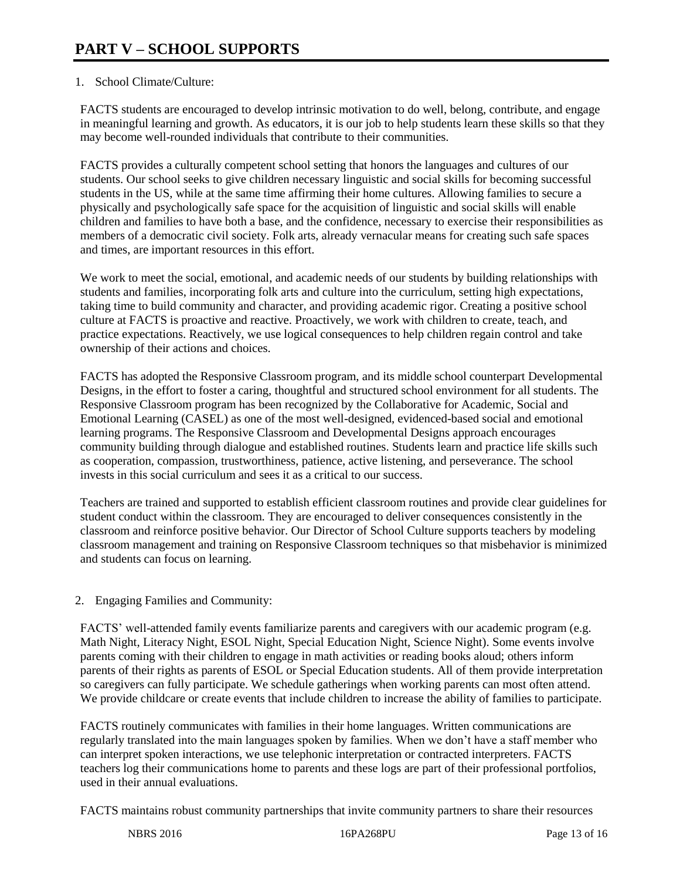# PART V – SCHOOL SUPPORTS

1. School Climate/Culture:

FACTS students are encouraged to develop intrinsic motivation to do well, belong, contribute, and engage in meaningful learning and growth. As educators, it is our job to help students learn these skills so that they may become well-rounded individuals that contribute to their communities.

FACTS provides a culturally competent school setting that honors the languages and cultures of our students. Our school seeks to give children necessary linguistic and social skills for becoming successful students in the US, while at the same time affirming their home cultures. Allowing families to secure a physically and psychologically safe space for the acquisition of linguistic and social skills will enable children and families to have both a base, and the confidence, necessary to exercise their responsibilities as members of a democratic civil society. Folk arts, already vernacular means for creating such safe spaces and times, are important resources in this effort.

We work to meet the social, emotional, and academic needs of our students by building relationships with students and families, incorporating folk arts and culture into the curriculum, setting high expectations, taking time to build community and character, and providing academic rigor. Creating a positive school culture at FACTS is proactive and reactive. Proactively, we work with children to create, teach, and practice expectations. Reactively, we use logical consequences to help children regain control and take ownership of their actions and choices.

FACTS has adopted the Responsive Classroom program, and its middle school counterpart Developmental Designs, in the effort to foster a caring, thoughtful and structured school environment for all students. The Responsive Classroom program has been recognized by the Collaborative for Academic, Social and Emotional Learning (CASEL) as one of the most well-designed, evidenced-based social and emotional learning programs. The Responsive Classroom and Developmental Designs approach encourages community building through dialogue and established routines. Students learn and practice life skills such as cooperation, compassion, trustworthiness, patience, active listening, and perseverance. The school invests in this social curriculum and sees it as a critical to our success.

Teachers are trained and supported to establish efficient classroom routines and provide clear guidelines for student conduct within the classroom. They are encouraged to deliver consequences consistently in the classroom and reinforce positive behavior. Our Director of School Culture supports teachers by modeling classroom management and training on Responsive Classroom techniques so that misbehavior is minimized and students can focus on learning.

2. Engaging Families and Community:

FACTS' well-attended family events familiarize parents and caregivers with our academic program (e.g. Math Night, Literacy Night, ESOL Night, Special Education Night, Science Night). Some events involve parents coming with their children to engage in math activities or reading books aloud; others inform parents of their rights as parents of ESOL or Special Education students. All of them provide interpretation so caregivers can fully participate. We schedule gatherings when working parents can most often attend. We provide childcare or create events that include children to increase the ability of families to participate.

FACTS routinely communicates with families in their home languages. Written communications are regularly translated into the main languages spoken by families. When we don't have a staff member who can interpret spoken interactions, we use telephonic interpretation or contracted interpreters. FACTS teachers log their communications home to parents and these logs are part of their professional portfolios, used in their annual evaluations.

FACTS maintains robust community partnerships that invite community partners to share their resources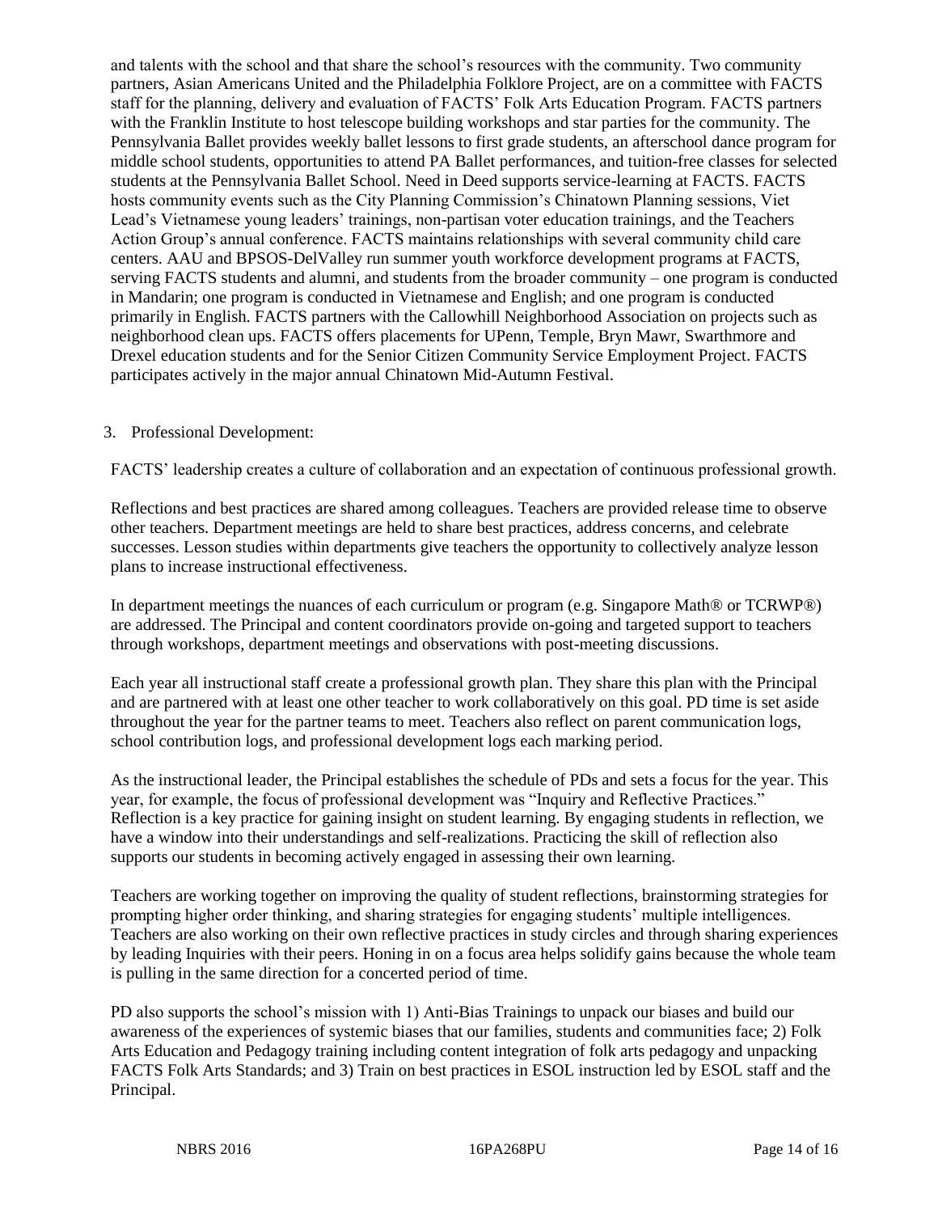and talents with the school and that share the school's resources with the community. Two community partners, Asian Americans United and the Philadelphia Folklore Project, are on a committee with FACTS staff for the planning, delivery and evaluation of FACTS' Folk Arts Education Program. FACTS partners with the Franklin Institute to host telescope building workshops and star parties for the community. The Pennsylvania Ballet provides weekly ballet lessons to first grade students, an afterschool dance program for middle school students, opportunities to attend PA Ballet performances, and tuition-free classes for selected students at the Pennsylvania Ballet School. Need in Deed supports service-learning at FACTS. FACTS hosts community events such as the City Planning Commission's Chinatown Planning sessions, Viet Lead's Vietnamese young leaders' trainings, non-partisan voter education trainings, and the Teachers Action Group's annual conference. FACTS maintains relationships with several community child care centers. AAU and BPSOS-DelValley run summer youth workforce development programs at FACTS, serving FACTS students and alumni, and students from the broader community – one program is conducted in Mandarin; one program is conducted in Vietnamese and English; and one program is conducted primarily in English. FACTS partners with the Callowhill Neighborhood Association on projects such as neighborhood clean ups. FACTS offers placements for UPenn, Temple, Bryn Mawr, Swarthmore and Drexel education students and for the Senior Citizen Community Service Employment Project. FACTS participates actively in the major annual Chinatown Mid-Autumn Festival.

3. Professional Development:

FACTS' leadership creates a culture of collaboration and an expectation of continuous professional growth.

Reflections and best practices are shared among colleagues. Teachers are provided release time to observe other teachers. Department meetings are held to share best practices, address concerns, and celebrate successes. Lesson studies within departments give teachers the opportunity to collectively analyze lesson plans to increase instructional effectiveness.

In department meetings the nuances of each curriculum or program (e.g. Singapore Math® or TCRWP®) are addressed. The Principal and content coordinators provide on-going and targeted support to teachers through workshops, department meetings and observations with post-meeting discussions.

Each year all instructional staff create a professional growth plan. They share this plan with the Principal and are partnered with at least one other teacher to work collaboratively on this goal. PD time is set aside throughout the year for the partner teams to meet. Teachers also reflect on parent communication logs, school contribution logs, and professional development logs each marking period.

As the instructional leader, the Principal establishes the schedule of PDs and sets a focus for the year. This year, for example, the focus of professional development was "Inquiry and Reflective Practices." Reflection is a key practice for gaining insight on student learning. By engaging students in reflection, we have a window into their understandings and self-realizations. Practicing the skill of reflection also supports our students in becoming actively engaged in assessing their own learning.

Teachers are working together on improving the quality of student reflections, brainstorming strategies for prompting higher order thinking, and sharing strategies for engaging students' multiple intelligences. Teachers are also working on their own reflective practices in study circles and through sharing experiences by leading Inquiries with their peers. Honing in on a focus area helps solidify gains because the whole team is pulling in the same direction for a concerted period of time.

PD also supports the school's mission with 1) Anti-Bias Trainings to unpack our biases and build our awareness of the experiences of systemic biases that our families, students and communities face; 2) Folk Arts Education and Pedagogy training including content integration of folk arts pedagogy and unpacking FACTS Folk Arts Standards; and 3) Train on best practices in ESOL instruction led by ESOL staff and the Principal.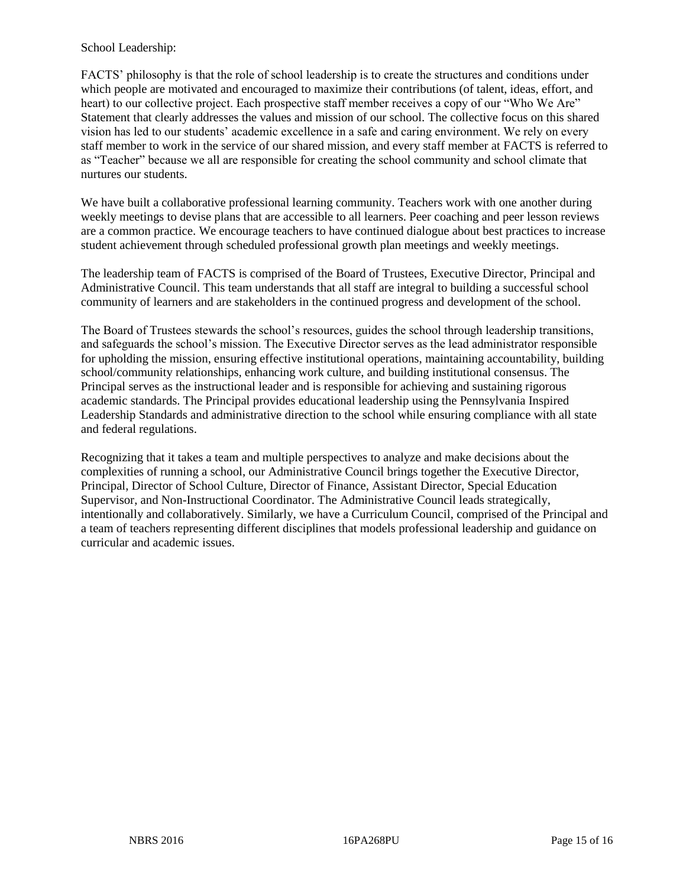School Leadership:

FACTS' philosophy is that the role of school leadership is to create the structures and conditions under which people are motivated and encouraged to maximize their contributions (of talent, ideas, effort, and heart) to our collective project. Each prospective staff member receives a copy of our "Who We Are" Statement that clearly addresses the values and mission of our school. The collective focus on this shared vision has led to our students' academic excellence in a safe and caring environment. We rely on every staff member to work in the service of our shared mission, and every staff member at FACTS is referred to as "Teacher" because we all are responsible for creating the school community and school climate that nurtures our students.

We have built a collaborative professional learning community. Teachers work with one another during weekly meetings to devise plans that are accessible to all learners. Peer coaching and peer lesson reviews are a common practice. We encourage teachers to have continued dialogue about best practices to increase student achievement through scheduled professional growth plan meetings and weekly meetings.

The leadership team of FACTS is comprised of the Board of Trustees, Executive Director, Principal and Administrative Council. This team understands that all staff are integral to building a successful school community of learners and are stakeholders in the continued progress and development of the school.

The Board of Trustees stewards the school's resources, guides the school through leadership transitions, and safeguards the school's mission. The Executive Director serves as the lead administrator responsible for upholding the mission, ensuring effective institutional operations, maintaining accountability, building school/community relationships, enhancing work culture, and building institutional consensus. The Principal serves as the instructional leader and is responsible for achieving and sustaining rigorous academic standards. The Principal provides educational leadership using the Pennsylvania Inspired Leadership Standards and administrative direction to the school while ensuring compliance with all state and federal regulations.

Recognizing that it takes a team and multiple perspectives to analyze and make decisions about the complexities of running a school, our Administrative Council brings together the Executive Director, Principal, Director of School Culture, Director of Finance, Assistant Director, Special Education Supervisor, and Non-Instructional Coordinator. The Administrative Council leads strategically, intentionally and collaboratively. Similarly, we have a Curriculum Council, comprised of the Principal and a team of teachers representing different disciplines that models professional leadership and guidance on curricular and academic issues.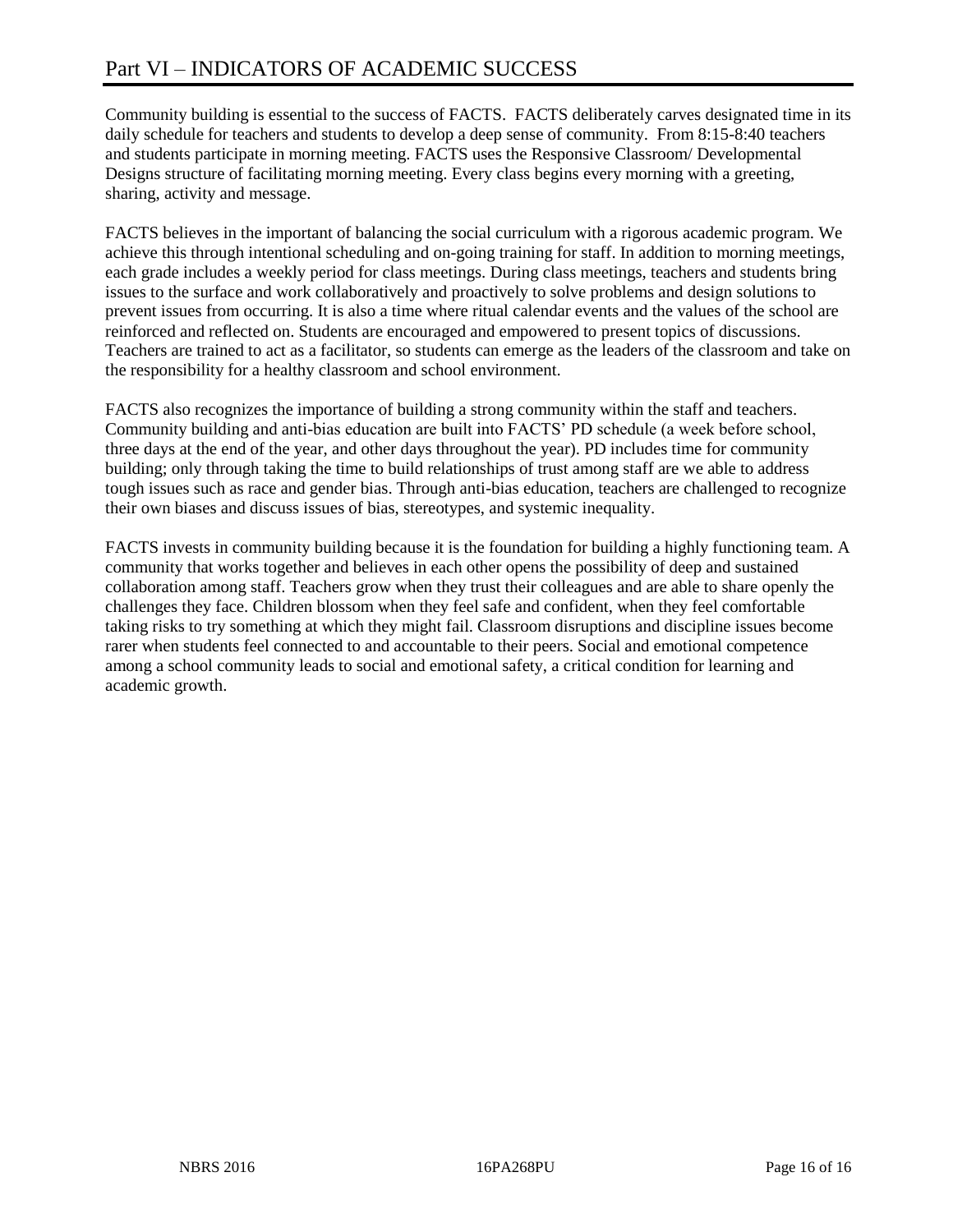# Part VI – INDICATORS OF ACADEMIC SUCCESS

Community building is essential to the success of FACTS. FACTS deliberately carves designated time in its daily schedule for teachers and students to develop a deep sense of community. From 8:15-8:40 teachers and students participate in morning meeting. FACTS uses the Responsive Classroom/ Developmental Designs structure of facilitating morning meeting. Every class begins every morning with a greeting, sharing, activity and message.

FACTS believes in the important of balancing the social curriculum with a rigorous academic program. We achieve this through intentional scheduling and on-going training for staff. In addition to morning meetings, each grade includes a weekly period for class meetings. During class meetings, teachers and students bring issues to the surface and work collaboratively and proactively to solve problems and design solutions to prevent issues from occurring. It is also a time where ritual calendar events and the values of the school are reinforced and reflected on. Students are encouraged and empowered to present topics of discussions. Teachers are trained to act as a facilitator, so students can emerge as the leaders of the classroom and take on the responsibility for a healthy classroom and school environment.

FACTS also recognizes the importance of building a strong community within the staff and teachers. Community building and anti-bias education are built into FACTS' PD schedule (a week before school, three days at the end of the year, and other days throughout the year). PD includes time for community building; only through taking the time to build relationships of trust among staff are we able to address tough issues such as race and gender bias. Through anti-bias education, teachers are challenged to recognize their own biases and discuss issues of bias, stereotypes, and systemic inequality.

FACTS invests in community building because it is the foundation for building a highly functioning team. A community that works together and believes in each other opens the possibility of deep and sustained collaboration among staff. Teachers grow when they trust their colleagues and are able to share openly the challenges they face. Children blossom when they feel safe and confident, when they feel comfortable taking risks to try something at which they might fail. Classroom disruptions and discipline issues become rarer when students feel connected to and accountable to their peers. Social and emotional competence among a school community leads to social and emotional safety, a critical condition for learning and academic growth.